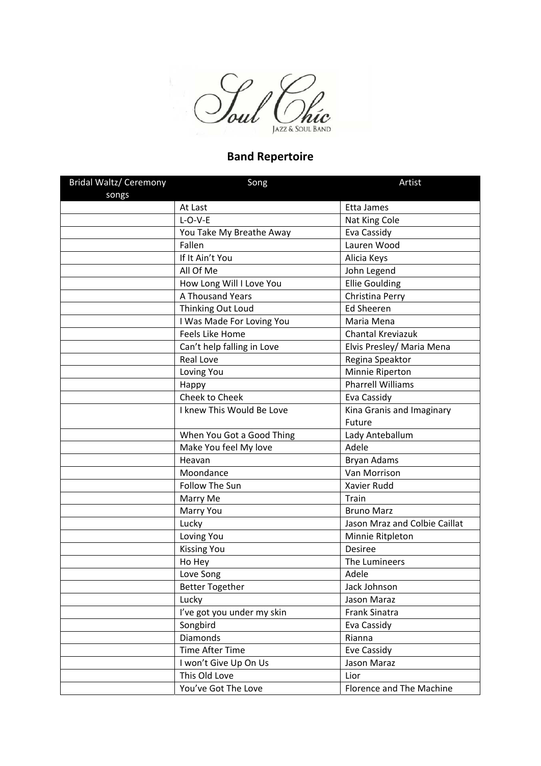Soul Chíc

Jazz & Soul Band

## Band Repertoire

| Bridal Waltz/ Ceremony songs | Song | Artist |
|---|---|---|
| | At Last | Etta James |
| | L-O-V-E | Nat King Cole |
| | You Take My Breathe Away | Eva Cassidy |
| | Fallen | Lauren Wood |
| | If It Ain't You | Alicia Keys |
| | All Of Me | John Legend |
| | How Long Will I Love You | Ellie Goulding |
| | A Thousand Years | Christina Perry |
| | Thinking Out Loud | Ed Sheeren |
| | I Was Made For Loving You | Maria Mena |
| | Feels Like Home | Chantal Kreviazuk |
| | Can't help falling in Love | Elvis Presley/ Maria Mena |
| | Real Love | Regina Speaktor |
| | Loving You | Minnie Riperton |
| | Happy | Pharrell Williams |
| | Cheek to Cheek | Eva Cassidy |
| | I knew This Would Be Love | Kina Granis and Imaginary Future |
| | When You Got a Good Thing | Lady Anteballum |
| | Make You feel My love | Adele |
| | Heavan | Bryan Adams |
| | Moondance | Van Morrison |
| | Follow The Sun | Xavier Rudd |
| | Marry Me | Train |
| | Marry You | Bruno Marz |
| | Lucky | Jason Mraz and Colbie Caillat |
| | Loving You | Minnie Ritpleton |
| | Kissing You | Desiree |
| | Ho Hey | The Lumineers |
| | Love Song | Adele |
| | Better Together | Jack Johnson |
| | Lucky | Jason Maraz |
| | I've got you under my skin | Frank Sinatra |
| | Songbird | Eva Cassidy |
| | Diamonds | Rianna |
| | Time After Time | Eve Cassidy |
| | I won't Give Up On Us | Jason Maraz |
| | This Old Love | Lior |
| | You've Got The Love | Florence and The Machine |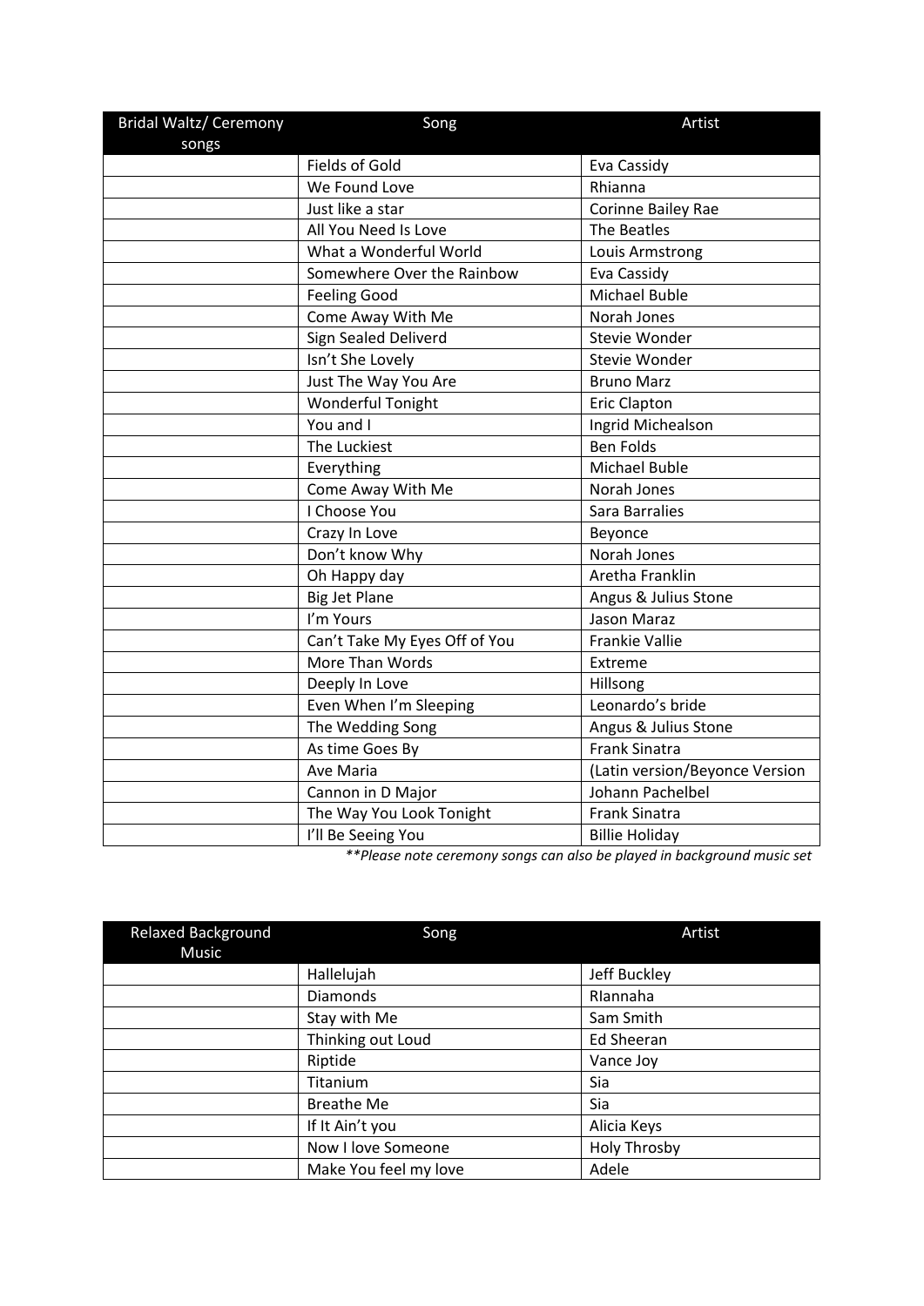| Bridal Waltz/ Ceremony songs | Song | Artist |
|---|---|---|
| | Fields of Gold | Eva Cassidy |
| | We Found Love | Rhianna |
| | Just like a star | Corinne Bailey Rae |
| | All You Need Is Love | The Beatles |
| | What a Wonderful World | Louis Armstrong |
| | Somewhere Over the Rainbow | Eva Cassidy |
| | Feeling Good | Michael Buble |
| | Come Away With Me | Norah Jones |
| | Sign Sealed Deliverd | Stevie Wonder |
| | Isn't She Lovely | Stevie Wonder |
| | Just The Way You Are | Bruno Marz |
| | Wonderful Tonight | Eric Clapton |
| | You and I | Ingrid Michealson |
| | The Luckiest | Ben Folds |
| | Everything | Michael Buble |
| | Come Away With Me | Norah Jones |
| | I Choose You | Sara Barralies |
| | Crazy In Love | Beyonce |
| | Don't know Why | Norah Jones |
| | Oh Happy day | Aretha Franklin |
| | Big Jet Plane | Angus & Julius Stone |
| | I'm Yours | Jason Maraz |
| | Can't Take My Eyes Off of You | Frankie Vallie |
| | More Than Words | Extreme |
| | Deeply In Love | Hillsong |
| | Even When I'm Sleeping | Leonardo's bride |
| | The Wedding Song | Angus & Julius Stone |
| | As time Goes By | Frank Sinatra |
| | Ave Maria | (Latin version/Beyonce Version |
| | Cannon in D Major | Johann Pachelbel |
| | The Way You Look Tonight | Frank Sinatra |
| | I'll Be Seeing You | Billie Holiday |

*\*\*Please note ceremony songs can also be played in background music set*

| Relaxed Background Music | Song | Artist |
|---|---|---|
| | Hallelujah | Jeff Buckley |
| | Diamonds | RIannaha |
| | Stay with Me | Sam Smith |
| | Thinking out Loud | Ed Sheeran |
| | Riptide | Vance Joy |
| | Titanium | Sia |
| | Breathe Me | Sia |
| | If It Ain't you | Alicia Keys |
| | Now I love Someone | Holy Throsby |
| | Make You feel my love | Adele |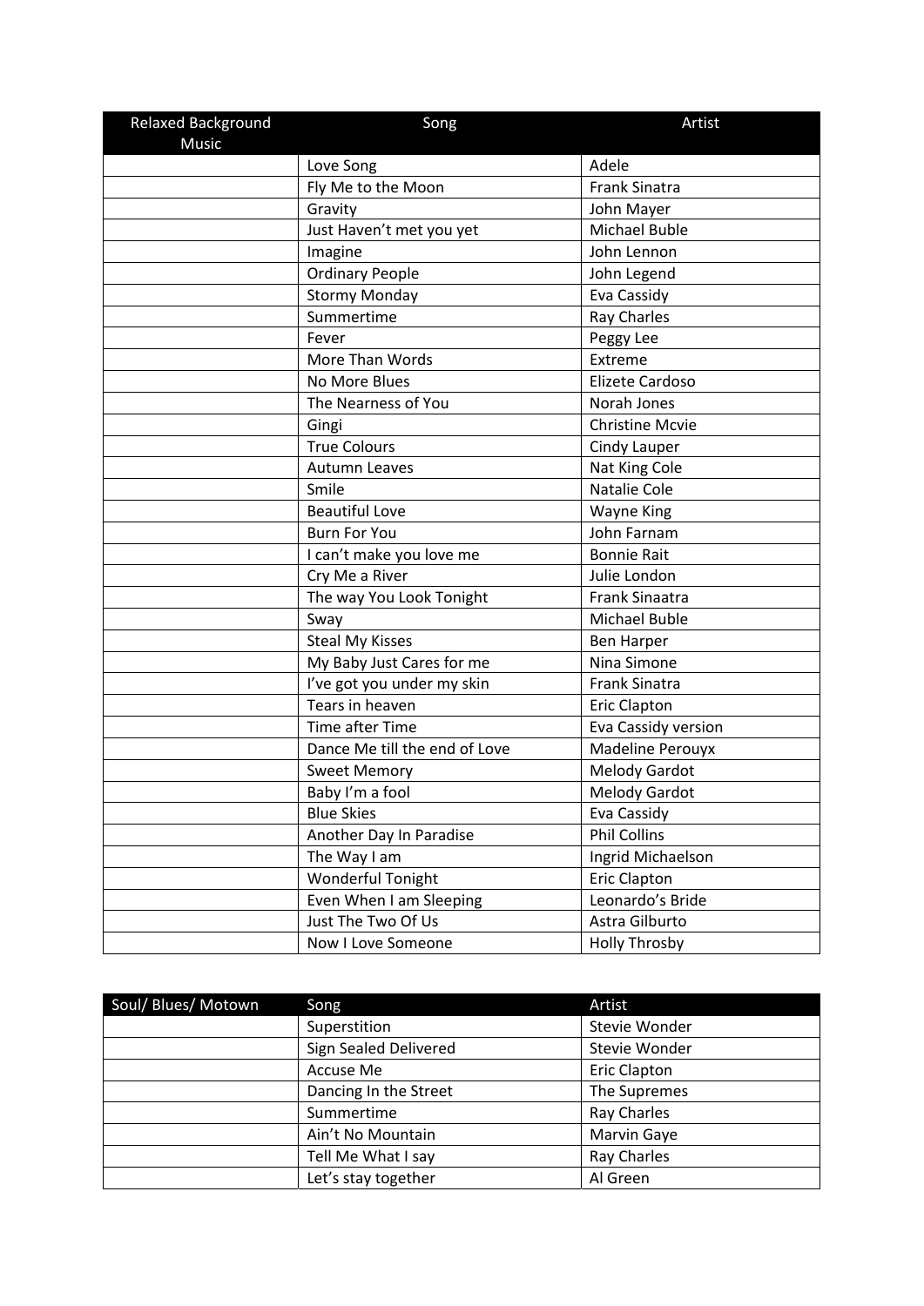| Relaxed Background Music | Song | Artist |
| --- | --- | --- |
| | Love Song | Adele |
| | Fly Me to the Moon | Frank Sinatra |
| | Gravity | John Mayer |
| | Just Haven't met you yet | Michael Buble |
| | Imagine | John Lennon |
| | Ordinary People | John Legend |
| | Stormy Monday | Eva Cassidy |
| | Summertime | Ray Charles |
| | Fever | Peggy Lee |
| | More Than Words | Extreme |
| | No More Blues | Elizete Cardoso |
| | The Nearness of You | Norah Jones |
| | Gingi | Christine Mcvie |
| | True Colours | Cindy Lauper |
| | Autumn Leaves | Nat King Cole |
| | Smile | Natalie Cole |
| | Beautiful Love | Wayne King |
| | Burn For You | John Farnam |
| | I can't make you love me | Bonnie Rait |
| | Cry Me a River | Julie London |
| | The way You Look Tonight | Frank Sinaatra |
| | Sway | Michael Buble |
| | Steal My Kisses | Ben Harper |
| | My Baby Just Cares for me | Nina Simone |
| | I've got you under my skin | Frank Sinatra |
| | Tears in heaven | Eric Clapton |
| | Time after Time | Eva Cassidy version |
| | Dance Me till the end of Love | Madeline Perouyx |
| | Sweet Memory | Melody Gardot |
| | Baby I'm a fool | Melody Gardot |
| | Blue Skies | Eva Cassidy |
| | Another Day In Paradise | Phil Collins |
| | The Way I am | Ingrid Michaelson |
| | Wonderful Tonight | Eric Clapton |
| | Even When I am Sleeping | Leonardo's Bride |
| | Just The Two Of Us | Astra Gilburto |
| | Now I Love Someone | Holly Throsby |

| Soul/ Blues/ Motown | Song | Artist |
| --- | --- | --- |
| | Superstition | Stevie Wonder |
| | Sign Sealed Delivered | Stevie Wonder |
| | Accuse Me | Eric Clapton |
| | Dancing In the Street | The Supremes |
| | Summertime | Ray Charles |
| | Ain't No Mountain | Marvin Gaye |
| | Tell Me What I say | Ray Charles |
| | Let's stay together | Al Green |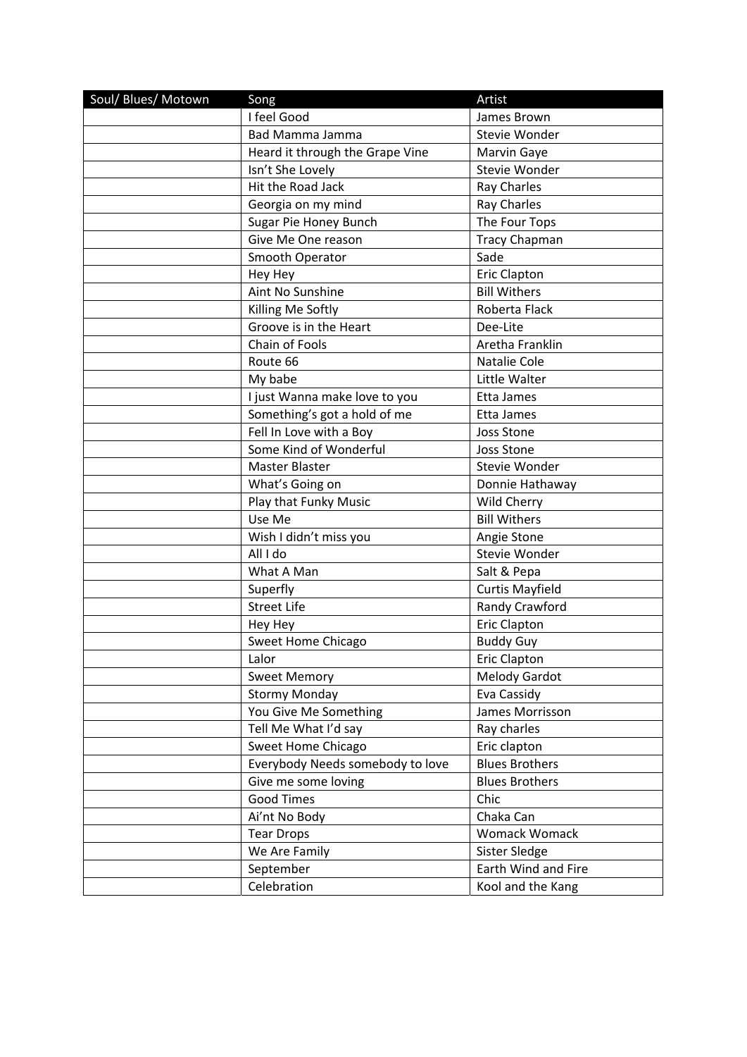| Soul/ Blues/ Motown | Song | Artist |
|---|---|---|
| | I feel Good | James Brown |
| | Bad Mamma Jamma | Stevie Wonder |
| | Heard it through the Grape Vine | Marvin Gaye |
| | Isn't She Lovely | Stevie Wonder |
| | Hit the Road Jack | Ray Charles |
| | Georgia on my mind | Ray Charles |
| | Sugar Pie Honey Bunch | The Four Tops |
| | Give Me One reason | Tracy Chapman |
| | Smooth Operator | Sade |
| | Hey Hey | Eric Clapton |
| | Aint No Sunshine | Bill Withers |
| | Killing Me Softly | Roberta Flack |
| | Groove is in the Heart | Dee-Lite |
| | Chain of Fools | Aretha Franklin |
| | Route 66 | Natalie Cole |
| | My babe | Little Walter |
| | I just Wanna make love to you | Etta James |
| | Something's got a hold of me | Etta James |
| | Fell In Love with a Boy | Joss Stone |
| | Some Kind of Wonderful | Joss Stone |
| | Master Blaster | Stevie Wonder |
| | What's Going on | Donnie Hathaway |
| | Play that Funky Music | Wild Cherry |
| | Use Me | Bill Withers |
| | Wish I didn't miss you | Angie Stone |
| | All I do | Stevie Wonder |
| | What A Man | Salt & Pepa |
| | Superfly | Curtis Mayfield |
| | Street Life | Randy Crawford |
| | Hey Hey | Eric Clapton |
| | Sweet Home Chicago | Buddy Guy |
| | Lalor | Eric Clapton |
| | Sweet Memory | Melody Gardot |
| | Stormy Monday | Eva Cassidy |
| | You Give Me Something | James Morrisson |
| | Tell Me What I'd say | Ray charles |
| | Sweet Home Chicago | Eric clapton |
| | Everybody Needs somebody to love | Blues Brothers |
| | Give me some loving | Blues Brothers |
| | Good Times | Chic |
| | Ai'nt No Body | Chaka Can |
| | Tear Drops | Womack Womack |
| | We Are Family | Sister Sledge |
| | September | Earth Wind and Fire |
| | Celebration | Kool and the Kang |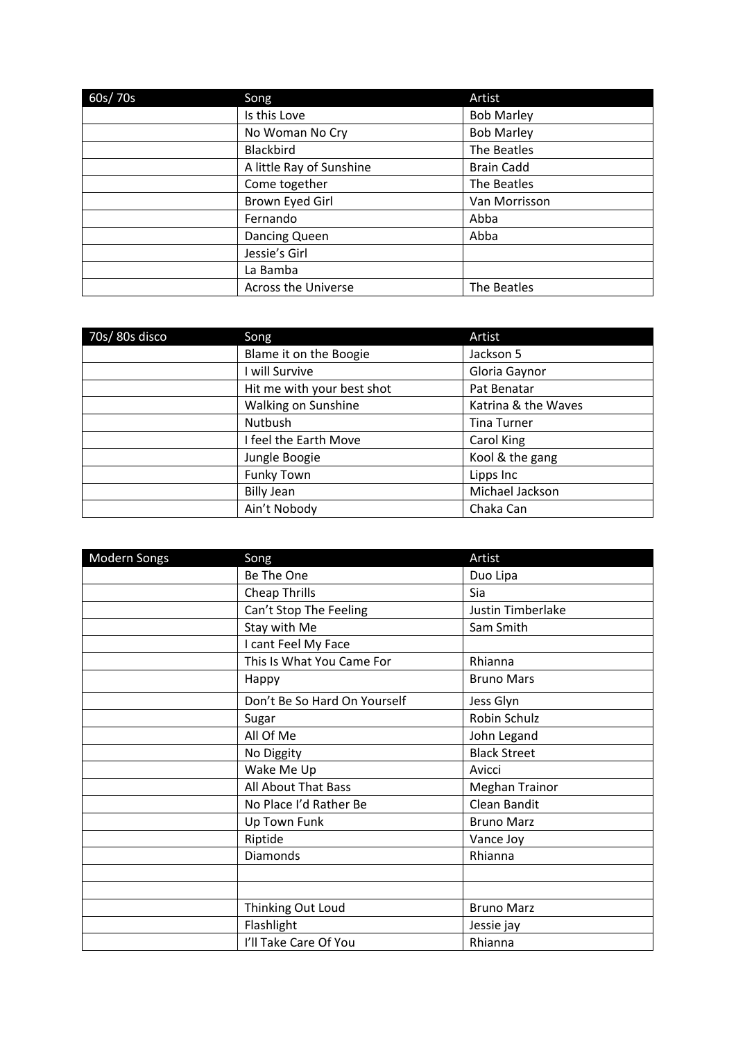| 60s/ 70s | Song | Artist |
|---|---|---|
| | Is this Love | Bob Marley |
| | No Woman No Cry | Bob Marley |
| | Blackbird | The Beatles |
| | A little Ray of Sunshine | Brain Cadd |
| | Come together | The Beatles |
| | Brown Eyed Girl | Van Morrisson |
| | Fernando | Abba |
| | Dancing Queen | Abba |
| | Jessie's Girl | |
| | La Bamba | |
| | Across the Universe | The Beatles |

| 70s/ 80s disco | Song | Artist |
|---|---|---|
| | Blame it on the Boogie | Jackson 5 |
| | I will Survive | Gloria Gaynor |
| | Hit me with your best shot | Pat Benatar |
| | Walking on Sunshine | Katrina & the Waves |
| | Nutbush | Tina Turner |
| | I feel the Earth Move | Carol King |
| | Jungle Boogie | Kool & the gang |
| | Funky Town | Lipps Inc |
| | Billy Jean | Michael Jackson |
| | Ain't Nobody | Chaka Can |

| Modern Songs | Song | Artist |
|---|---|---|
| | Be The One | Duo Lipa |
| | Cheap Thrills | Sia |
| | Can't Stop The Feeling | Justin Timberlake |
| | Stay with Me | Sam Smith |
| | I cant Feel My Face | |
| | This Is What You Came For | Rhianna |
| | Happy | Bruno Mars |
| | Don't Be So Hard On Yourself | Jess Glyn |
| | Sugar | Robin Schulz |
| | All Of Me | John Legand |
| | No Diggity | Black Street |
| | Wake Me Up | Avicci |
| | All About That Bass | Meghan Trainor |
| | No Place I'd Rather Be | Clean Bandit |
| | Up Town Funk | Bruno Marz |
| | Riptide | Vance Joy |
| | Diamonds | Rhianna |
| | | |
| | | |
| | Thinking Out Loud | Bruno Marz |
| | Flashlight | Jessie jay |
| | I'll Take Care Of You | Rhianna |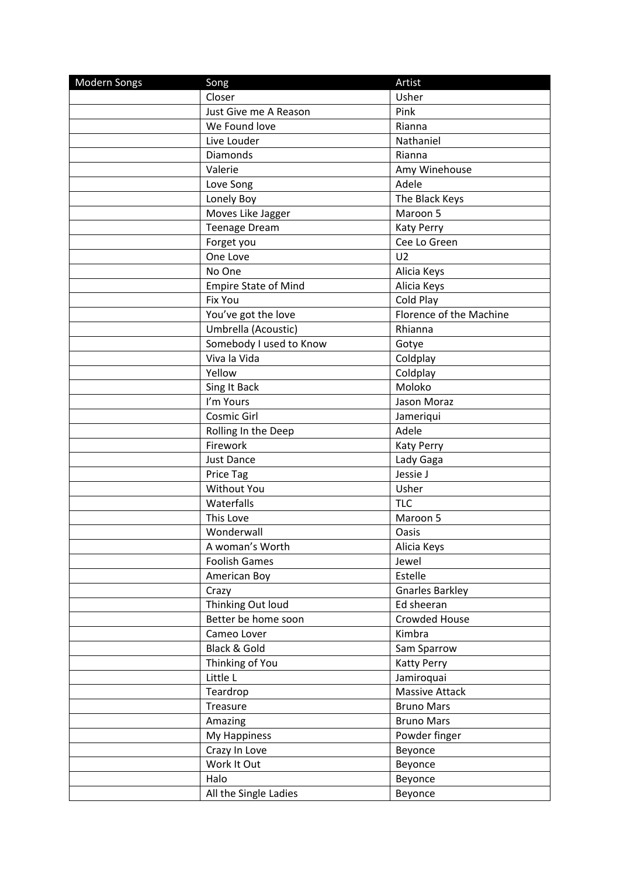| Modern Songs | Song | Artist |
|---|---|---|
| | Closer | Usher |
| | Just Give me A Reason | Pink |
| | We Found love | Rianna |
| | Live Louder | Nathaniel |
| | Diamonds | Rianna |
| | Valerie | Amy Winehouse |
| | Love Song | Adele |
| | Lonely Boy | The Black Keys |
| | Moves Like Jagger | Maroon 5 |
| | Teenage Dream | Katy Perry |
| | Forget you | Cee Lo Green |
| | One Love | U2 |
| | No One | Alicia Keys |
| | Empire State of Mind | Alicia Keys |
| | Fix You | Cold Play |
| | You've got the love | Florence of the Machine |
| | Umbrella (Acoustic) | Rhianna |
| | Somebody I used to Know | Gotye |
| | Viva la Vida | Coldplay |
| | Yellow | Coldplay |
| | Sing It Back | Moloko |
| | I'm Yours | Jason Moraz |
| | Cosmic Girl | Jameriqui |
| | Rolling In the Deep | Adele |
| | Firework | Katy Perry |
| | Just Dance | Lady Gaga |
| | Price Tag | Jessie J |
| | Without You | Usher |
| | Waterfalls | TLC |
| | This Love | Maroon 5 |
| | Wonderwall | Oasis |
| | A woman's Worth | Alicia Keys |
| | Foolish Games | Jewel |
| | American Boy | Estelle |
| | Crazy | Gnarles Barkley |
| | Thinking Out loud | Ed sheeran |
| | Better be home soon | Crowded House |
| | Cameo Lover | Kimbra |
| | Black & Gold | Sam Sparrow |
| | Thinking of You | Katty Perry |
| | Little L | Jamiroquai |
| | Teardrop | Massive Attack |
| | Treasure | Bruno Mars |
| | Amazing | Bruno Mars |
| | My Happiness | Powder finger |
| | Crazy In Love | Beyonce |
| | Work It Out | Beyonce |
| | Halo | Beyonce |
| | All the Single Ladies | Beyonce |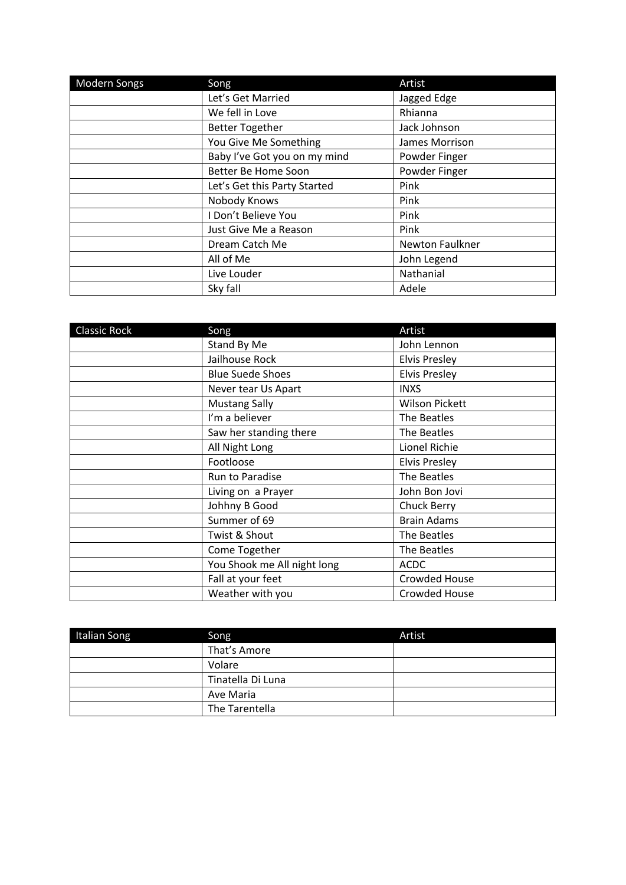| Modern Songs | Song | Artist |
|---|---|---|
| | Let's Get Married | Jagged Edge |
| | We fell in Love | Rhianna |
| | Better Together | Jack Johnson |
| | You Give Me Something | James Morrison |
| | Baby I've Got you on my mind | Powder Finger |
| | Better Be Home Soon | Powder Finger |
| | Let's Get this Party Started | Pink |
| | Nobody Knows | Pink |
| | I Don't Believe You | Pink |
| | Just Give Me a Reason | Pink |
| | Dream Catch Me | Newton Faulkner |
| | All of Me | John Legend |
| | Live Louder | Nathanial |
| | Sky fall | Adele |

| Classic Rock | Song | Artist |
|---|---|---|
| | Stand By Me | John Lennon |
| | Jailhouse Rock | Elvis Presley |
| | Blue Suede Shoes | Elvis Presley |
| | Never tear Us Apart | INXS |
| | Mustang Sally | Wilson Pickett |
| | I'm a believer | The Beatles |
| | Saw her standing there | The Beatles |
| | All Night Long | Lionel Richie |
| | Footloose | Elvis Presley |
| | Run to Paradise | The Beatles |
| | Living on a Prayer | John Bon Jovi |
| | Johhny B Good | Chuck Berry |
| | Summer of 69 | Brain Adams |
| | Twist & Shout | The Beatles |
| | Come Together | The Beatles |
| | You Shook me All night long | ACDC |
| | Fall at your feet | Crowded House |
| | Weather with you | Crowded House |

| Italian Song | Song | Artist |
|---|---|---|
| | That's Amore | |
| | Volare | |
| | Tinatella Di Luna | |
| | Ave Maria | |
| | The Tarentella | |